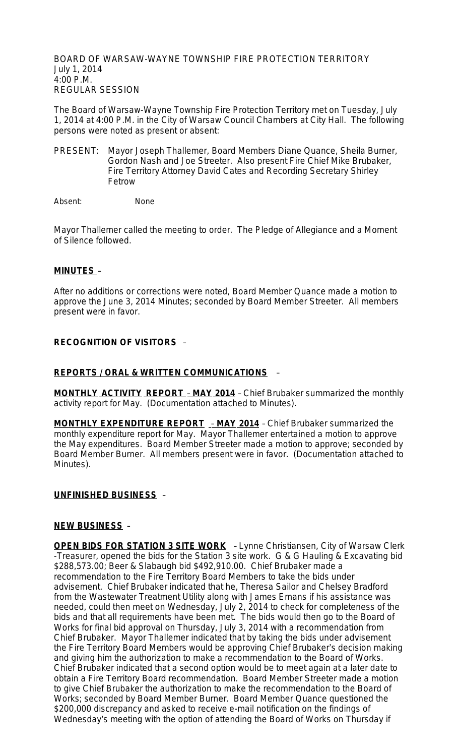BOARD OF WARSAW-WAYNE TOWNSHIP FIRE PROTECTION TERRITORY
July 1, 2014
4:00 P.M.
REGULAR SESSION

The Board of Warsaw-Wayne Township Fire Protection Territory met on Tuesday, July 1, 2014 at 4:00 P.M. in the City of Warsaw Council Chambers at City Hall. The following persons were noted as present or absent:

PRESENT: Mayor Joseph Thallemer, Board Members Diane Quance, Sheila Burner, Gordon Nash and Joe Streeter. Also present Fire Chief Mike Brubaker, Fire Territory Attorney David Cates and Recording Secretary Shirley Fetrow

Absent: None

Mayor Thallemer called the meeting to order. The Pledge of Allegiance and a Moment of Silence followed.

**MINUTES** –

After no additions or corrections were noted, Board Member Quance made a motion to approve the June 3, 2014 Minutes; seconded by Board Member Streeter. All members present were in favor.

**RECOGNITION OF VISITORS** –

**REPORTS / ORAL & WRITTEN COMMUNICATIONS** –

**MONTHLY ACTIVITY REPORT – MAY 2014** – Chief Brubaker summarized the monthly activity report for May. (Documentation attached to Minutes).

**MONTHLY EXPENDITURE REPORT – MAY 2014** – Chief Brubaker summarized the monthly expenditure report for May. Mayor Thallemer entertained a motion to approve the May expenditures. Board Member Streeter made a motion to approve; seconded by Board Member Burner. All members present were in favor. (Documentation attached to Minutes).

**UNFINISHED BUSINESS** –

**NEW BUSINESS** –

**OPEN BIDS FOR STATION 3 SITE WORK** – Lynne Christiansen, City of Warsaw Clerk -Treasurer, opened the bids for the Station 3 site work. G & G Hauling & Excavating bid $288,573.00; Beer & Slabaugh bid $492,910.00. Chief Brubaker made a recommendation to the Fire Territory Board Members to take the bids under advisement. Chief Brubaker indicated that he, Theresa Sailor and Chelsey Bradford from the Wastewater Treatment Utility along with James Emans if his assistance was needed, could then meet on Wednesday, July 2, 2014 to check for completeness of the bids and that all requirements have been met. The bids would then go to the Board of Works for final bid approval on Thursday, July 3, 2014 with a recommendation from Chief Brubaker. Mayor Thallemer indicated that by taking the bids under advisement the Fire Territory Board Members would be approving Chief Brubaker's decision making and giving him the authorization to make a recommendation to the Board of Works. Chief Brubaker indicated that a second option would be to meet again at a later date to obtain a Fire Territory Board recommendation. Board Member Streeter made a motion to give Chief Brubaker the authorization to make the recommendation to the Board of Works; seconded by Board Member Burner. Board Member Quance questioned the $200,000 discrepancy and asked to receive e-mail notification on the findings of Wednesday's meeting with the option of attending the Board of Works on Thursday if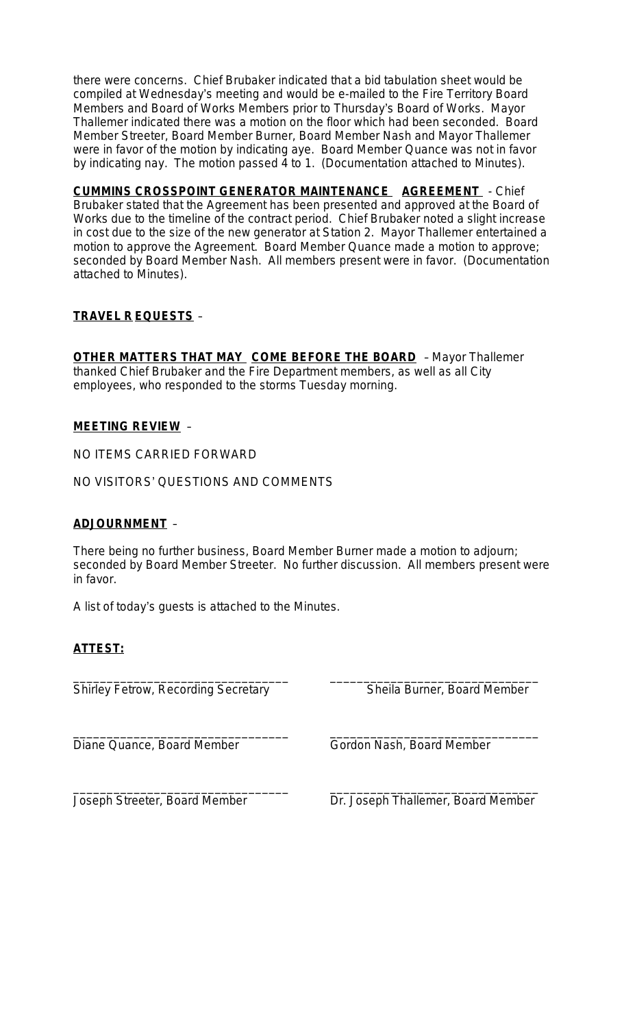there were concerns. Chief Brubaker indicated that a bid tabulation sheet would be compiled at Wednesday's meeting and would be e-mailed to the Fire Territory Board Members and Board of Works Members prior to Thursday's Board of Works. Mayor Thallemer indicated there was a motion on the floor which had been seconded. Board Member Streeter, Board Member Burner, Board Member Nash and Mayor Thallemer were in favor of the motion by indicating aye. Board Member Quance was not in favor by indicating nay. The motion passed 4 to 1. (Documentation attached to Minutes).

**CUMMINS CROSSPOINT GENERATOR MAINTENANCE AGREEMENT** - Chief Brubaker stated that the Agreement has been presented and approved at the Board of Works due to the timeline of the contract period. Chief Brubaker noted a slight increase in cost due to the size of the new generator at Station 2. Mayor Thallemer entertained a motion to approve the Agreement. Board Member Quance made a motion to approve; seconded by Board Member Nash. All members present were in favor. (Documentation attached to Minutes).

**TRAVEL REQUESTS** –

**OTHER MATTERS THAT MAY COME BEFORE THE BOARD** – Mayor Thallemer thanked Chief Brubaker and the Fire Department members, as well as all City employees, who responded to the storms Tuesday morning.

**MEETING REVIEW** –

NO ITEMS CARRIED FORWARD

NO VISITORS' QUESTIONS AND COMMENTS

**ADJOURNMENT** –

There being no further business, Board Member Burner made a motion to adjourn; seconded by Board Member Streeter. No further discussion. All members present were in favor.

A list of today's guests is attached to the Minutes.

**ATTEST:**

| | |
|---|---|
| ______________________________ Shirley Fetrow, Recording Secretary | ______________________________ Sheila Burner, Board Member |
| ______________________________ Diane Quance, Board Member | ______________________________ Gordon Nash, Board Member |
| ______________________________ Joseph Streeter, Board Member | ______________________________ Dr. Joseph Thallemer, Board Member |